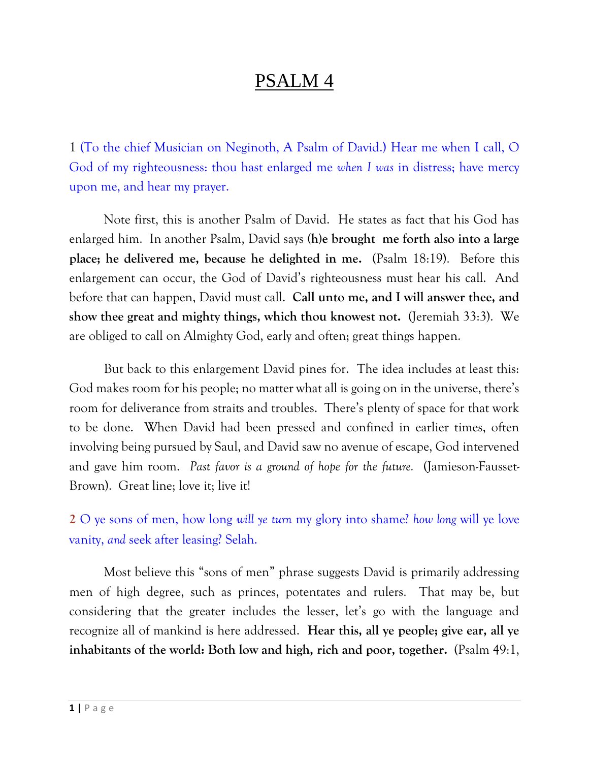# PSALM 4

1 (To the chief Musician on Neginoth, A Psalm of David.) Hear me when I call, O God of my righteousness: thou hast enlarged me *when I was* in distress; have mercy upon me, and hear my prayer.

Note first, this is another Psalm of David. He states as fact that his God has enlarged him. In another Psalm, David says **(h)e brought me forth also into a large place; he delivered me, because he delighted in me.** (Psalm 18:19). Before this enlargement can occur, the God of David's righteousness must hear his call. And before that can happen, David must call. **Call unto me, and I will answer thee, and show thee great and mighty things, which thou knowest not.** (Jeremiah 33:3). We are obliged to call on Almighty God, early and often; great things happen.

But back to this enlargement David pines for. The idea includes at least this: God makes room for his people; no matter what all is going on in the universe, there's room for deliverance from straits and troubles. There's plenty of space for that work to be done. When David had been pressed and confined in earlier times, often involving being pursued by Saul, and David saw no avenue of escape, God intervened and gave him room. *Past favor is a ground of hope for the future.* (Jamieson-Fausset-Brown). Great line; love it; live it!

2 O ye sons of men, how long *will ye turn* my glory into shame? *how long* will ye love vanity, *and* seek after leasing? Selah.

Most believe this "sons of men" phrase suggests David is primarily addressing men of high degree, such as princes, potentates and rulers. That may be, but considering that the greater includes the lesser, let's go with the language and recognize all of mankind is here addressed. **Hear this, all ye people; give ear, all ye inhabitants of the world: Both low and high, rich and poor, together.** (Psalm 49:1,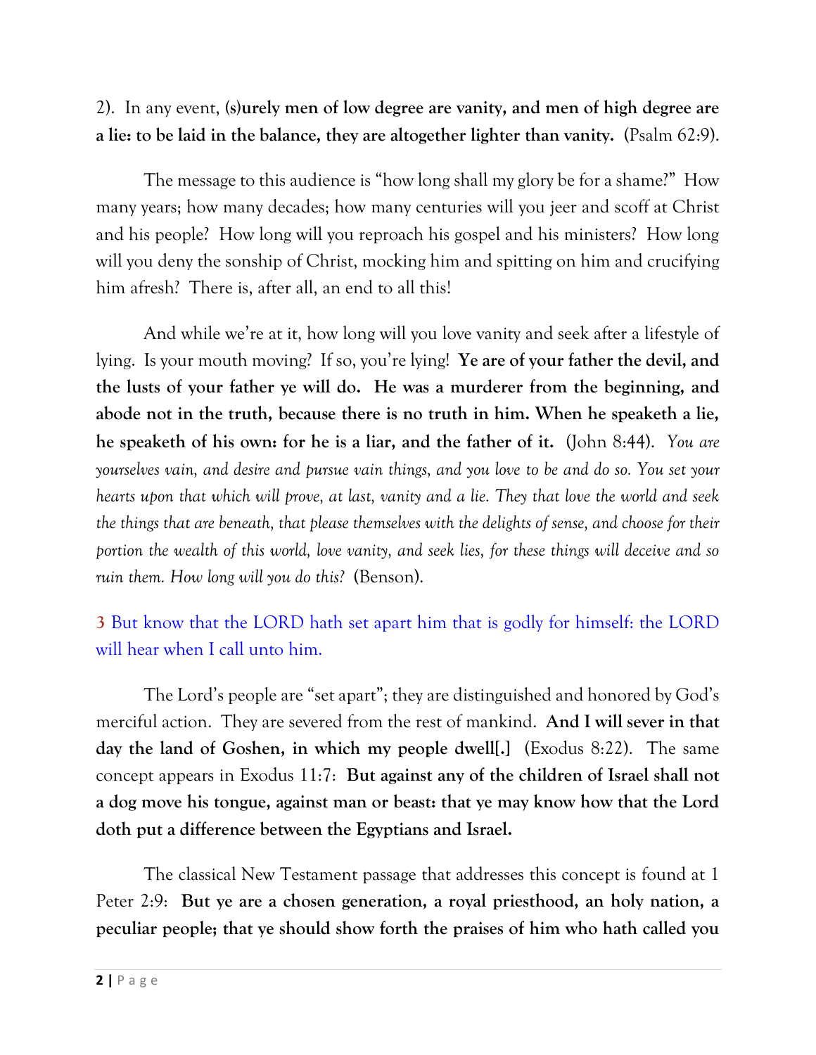2). In any event, **(s)urely men of low degree are vanity, and men of high degree are a lie: to be laid in the balance, they are altogether lighter than vanity.** (Psalm 62:9).

The message to this audience is "how long shall my glory be for a shame?" How many years; how many decades; how many centuries will you jeer and scoff at Christ and his people? How long will you reproach his gospel and his ministers? How long will you deny the sonship of Christ, mocking him and spitting on him and crucifying him afresh? There is, after all, an end to all this!

And while we're at it, how long will you love vanity and seek after a lifestyle of lying. Is your mouth moving? If so, you're lying! **Ye are of your father the devil, and the lusts of your father ye will do. He was a murderer from the beginning, and abode not in the truth, because there is no truth in him. When he speaketh a lie, he speaketh of his own: for he is a liar, and the father of it.** (John 8:44). *You are yourselves vain, and desire and pursue vain things, and you love to be and do so. You set your hearts upon that which will prove, at last, vanity and a lie. They that love the world and seek the things that are beneath, that please themselves with the delights of sense, and choose for their portion the wealth of this world, love vanity, and seek lies, for these things will deceive and so ruin them. How long will you do this?* (Benson).

3 But know that the LORD hath set apart him that is godly for himself: the LORD will hear when I call unto him.

The Lord's people are "set apart"; they are distinguished and honored by God's merciful action. They are severed from the rest of mankind. **And I will sever in that day the land of Goshen, in which my people dwell[.]** (Exodus 8:22). The same concept appears in Exodus 11:7: **But against any of the children of Israel shall not a dog move his tongue, against man or beast: that ye may know how that the Lord doth put a difference between the Egyptians and Israel.**

The classical New Testament passage that addresses this concept is found at 1 Peter 2:9: **But ye are a chosen generation, a royal priesthood, an holy nation, a peculiar people; that ye should show forth the praises of him who hath called you**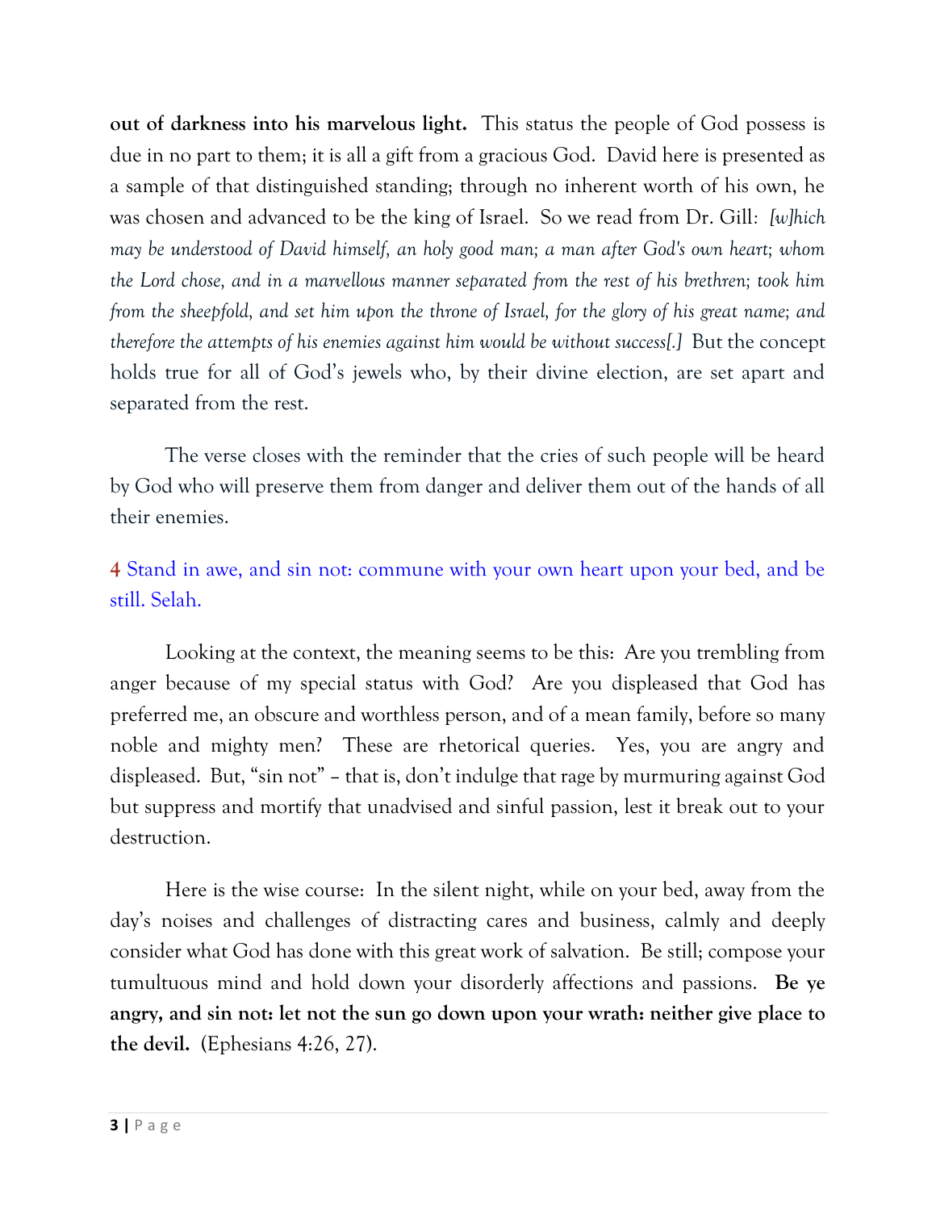**out of darkness into his marvelous light.** This status the people of God possess is due in no part to them; it is all a gift from a gracious God. David here is presented as a sample of that distinguished standing; through no inherent worth of his own, he was chosen and advanced to be the king of Israel. So we read from Dr. Gill: *[w]hich may be understood of David himself, an holy good man; a man after God's own heart; whom the Lord chose, and in a marvellous manner separated from the rest of his brethren; took him from the sheepfold, and set him upon the throne of Israel, for the glory of his great name; and therefore the attempts of his enemies against him would be without success[.]* But the concept holds true for all of God's jewels who, by their divine election, are set apart and separated from the rest.

The verse closes with the reminder that the cries of such people will be heard by God who will preserve them from danger and deliver them out of the hands of all their enemies.

4 Stand in awe, and sin not: commune with your own heart upon your bed, and be still. Selah.

Looking at the context, the meaning seems to be this: Are you trembling from anger because of my special status with God? Are you displeased that God has preferred me, an obscure and worthless person, and of a mean family, before so many noble and mighty men? These are rhetorical queries. Yes, you are angry and displeased. But, "sin not" – that is, don't indulge that rage by murmuring against God but suppress and mortify that unadvised and sinful passion, lest it break out to your destruction.

Here is the wise course: In the silent night, while on your bed, away from the day's noises and challenges of distracting cares and business, calmly and deeply consider what God has done with this great work of salvation. Be still; compose your tumultuous mind and hold down your disorderly affections and passions. **Be ye angry, and sin not: let not the sun go down upon your wrath: neither give place to the devil.** (Ephesians 4:26, 27).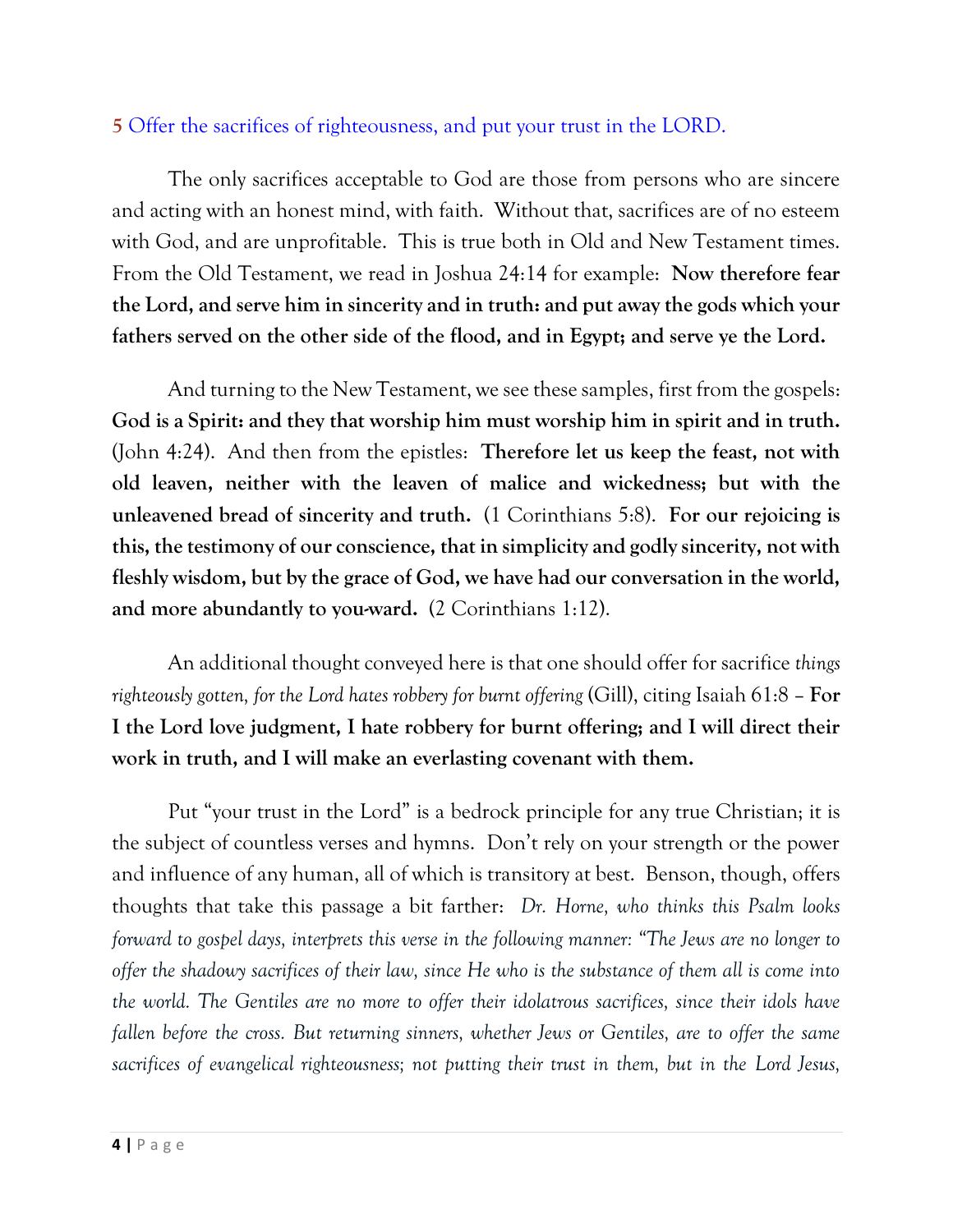5 Offer the sacrifices of righteousness, and put your trust in the LORD.

The only sacrifices acceptable to God are those from persons who are sincere and acting with an honest mind, with faith. Without that, sacrifices are of no esteem with God, and are unprofitable. This is true both in Old and New Testament times. From the Old Testament, we read in Joshua 24:14 for example: **Now therefore fear the Lord, and serve him in sincerity and in truth: and put away the gods which your fathers served on the other side of the flood, and in Egypt; and serve ye the Lord.**

And turning to the New Testament, we see these samples, first from the gospels: **God is a Spirit: and they that worship him must worship him in spirit and in truth.** (John 4:24). And then from the epistles: **Therefore let us keep the feast, not with old leaven, neither with the leaven of malice and wickedness; but with the unleavened bread of sincerity and truth.** (1 Corinthians 5:8). **For our rejoicing is this, the testimony of our conscience, that in simplicity and godly sincerity, not with fleshly wisdom, but by the grace of God, we have had our conversation in the world, and more abundantly to you-ward.** (2 Corinthians 1:12).

An additional thought conveyed here is that one should offer for sacrifice *things righteously gotten, for the Lord hates robbery for burnt offering* (Gill), citing Isaiah 61:8 – **For I the Lord love judgment, I hate robbery for burnt offering; and I will direct their work in truth, and I will make an everlasting covenant with them.**

Put "your trust in the Lord" is a bedrock principle for any true Christian; it is the subject of countless verses and hymns. Don't rely on your strength or the power and influence of any human, all of which is transitory at best. Benson, though, offers thoughts that take this passage a bit farther: *Dr. Horne, who thinks this Psalm looks forward to gospel days, interprets this verse in the following manner: "The Jews are no longer to offer the shadowy sacrifices of their law, since He who is the substance of them all is come into the world. The Gentiles are no more to offer their idolatrous sacrifices, since their idols have fallen before the cross. But returning sinners, whether Jews or Gentiles, are to offer the same sacrifices of evangelical righteousness; not putting their trust in them, but in the Lord Jesus,*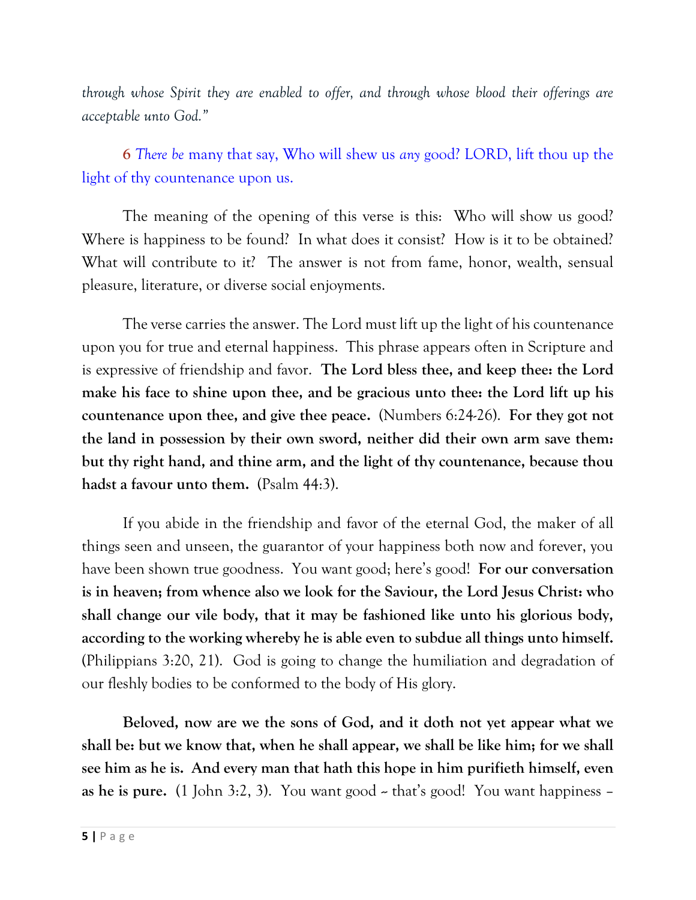*through whose Spirit they are enabled to offer, and through whose blood their offerings are acceptable unto God."*

**6** *There be* many that say, Who will shew us *any* good? LORD, lift thou up the light of thy countenance upon us.

The meaning of the opening of this verse is this: Who will show us good? Where is happiness to be found? In what does it consist? How is it to be obtained? What will contribute to it? The answer is not from fame, honor, wealth, sensual pleasure, literature, or diverse social enjoyments.

The verse carries the answer. The Lord must lift up the light of his countenance upon you for true and eternal happiness. This phrase appears often in Scripture and is expressive of friendship and favor. **The Lord bless thee, and keep thee: the Lord make his face to shine upon thee, and be gracious unto thee: the Lord lift up his countenance upon thee, and give thee peace.** (Numbers 6:24-26). **For they got not the land in possession by their own sword, neither did their own arm save them: but thy right hand, and thine arm, and the light of thy countenance, because thou hadst a favour unto them.** (Psalm 44:3).

If you abide in the friendship and favor of the eternal God, the maker of all things seen and unseen, the guarantor of your happiness both now and forever, you have been shown true goodness. You want good; here's good! **For our conversation is in heaven; from whence also we look for the Saviour, the Lord Jesus Christ: who shall change our vile body, that it may be fashioned like unto his glorious body, according to the working whereby he is able even to subdue all things unto himself.** (Philippians 3:20, 21). God is going to change the humiliation and degradation of our fleshly bodies to be conformed to the body of His glory.

**Beloved, now are we the sons of God, and it doth not yet appear what we shall be: but we know that, when he shall appear, we shall be like him; for we shall see him as he is. And every man that hath this hope in him purifieth himself, even as he is pure.** (1 John 3:2, 3). You want good – that's good! You want happiness –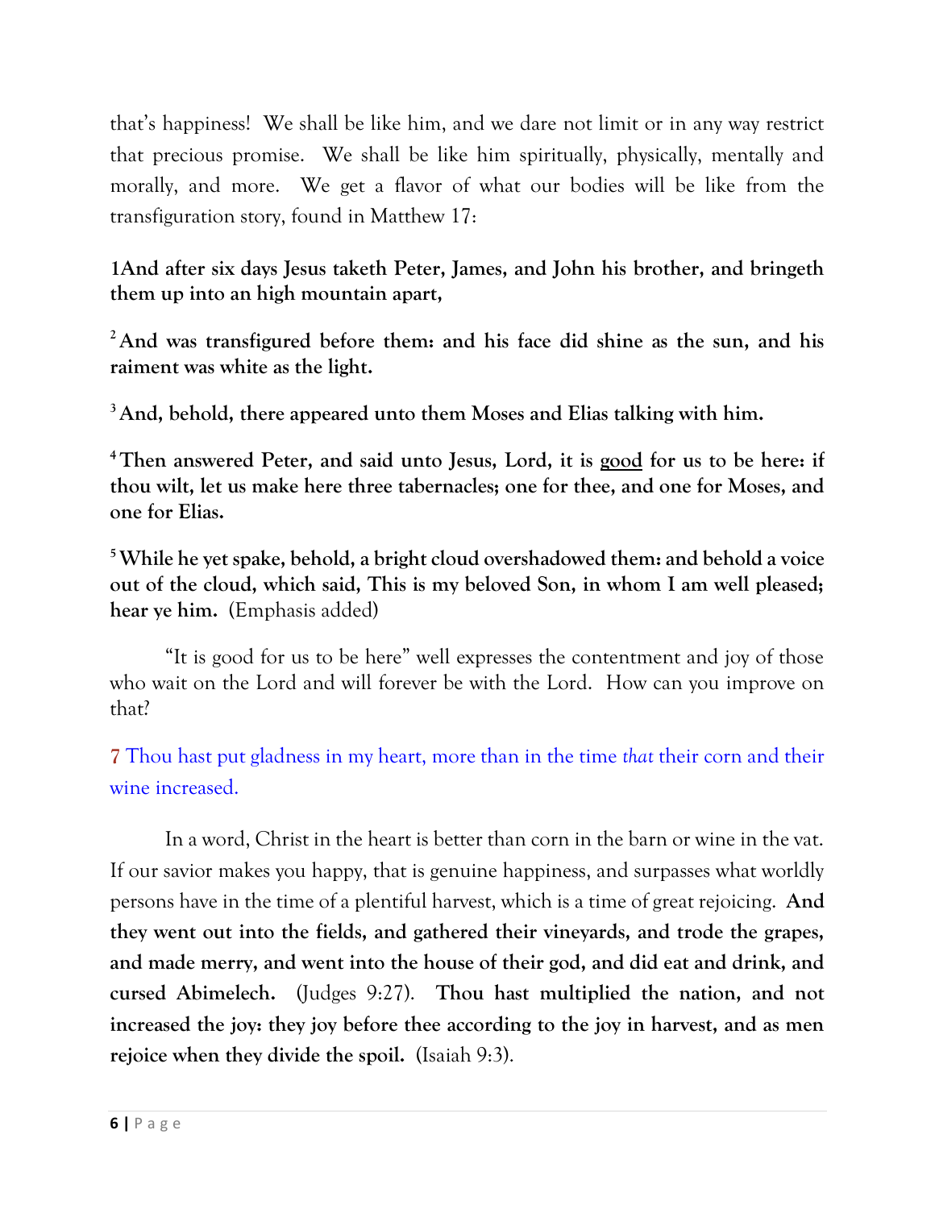that's happiness! We shall be like him, and we dare not limit or in any way restrict that precious promise. We shall be like him spiritually, physically, mentally and morally, and more. We get a flavor of what our bodies will be like from the transfiguration story, found in Matthew 17:

**1And after six days Jesus taketh Peter, James, and John his brother, and bringeth them up into an high mountain apart,**

**[2] And was transfigured before them: and his face did shine as the sun, and his raiment was white as the light.**

**[3] And, behold, there appeared unto them Moses and Elias talking with him.**

**[4] Then answered Peter, and said unto Jesus, Lord, it is <u>good</u> for us to be here: if thou wilt, let us make here three tabernacles; one for thee, and one for Moses, and one for Elias.**

**[5] While he yet spake, behold, a bright cloud overshadowed them: and behold a voice out of the cloud, which said, This is my beloved Son, in whom I am well pleased; hear ye him.** (Emphasis added)

"It is good for us to be here" well expresses the contentment and joy of those who wait on the Lord and will forever be with the Lord. How can you improve on that?

7 Thou hast put gladness in my heart, more than in the time *that* their corn and their wine increased.

In a word, Christ in the heart is better than corn in the barn or wine in the vat. If our savior makes you happy, that is genuine happiness, and surpasses what worldly persons have in the time of a plentiful harvest, which is a time of great rejoicing. **And they went out into the fields, and gathered their vineyards, and trode the grapes, and made merry, and went into the house of their god, and did eat and drink, and cursed Abimelech.** (Judges 9:27). **Thou hast multiplied the nation, and not increased the joy: they joy before thee according to the joy in harvest, and as men rejoice when they divide the spoil.** (Isaiah 9:3).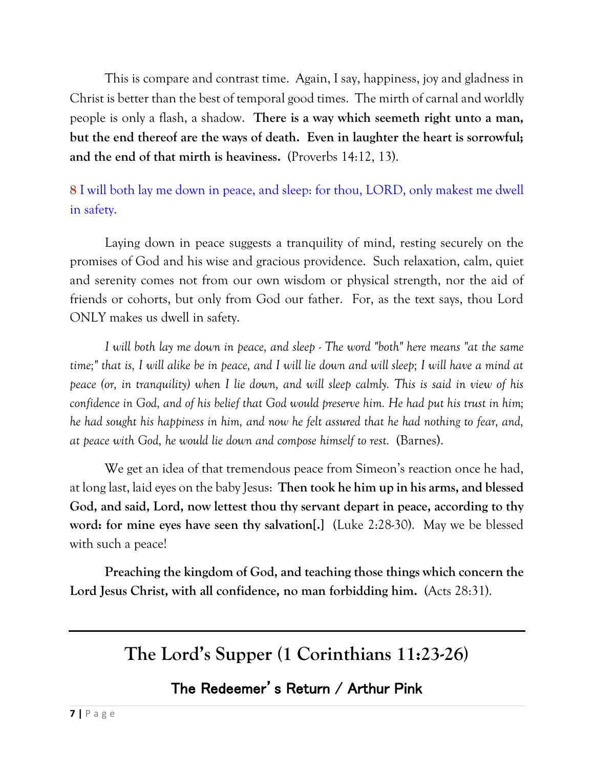This is compare and contrast time. Again, I say, happiness, joy and gladness in Christ is better than the best of temporal good times. The mirth of carnal and worldly people is only a flash, a shadow. **There is a way which seemeth right unto a man, but the end thereof are the ways of death. Even in laughter the heart is sorrowful; and the end of that mirth is heaviness.** (Proverbs 14:12, 13).

8 I will both lay me down in peace, and sleep: for thou, LORD, only makest me dwell in safety.

Laying down in peace suggests a tranquility of mind, resting securely on the promises of God and his wise and gracious providence. Such relaxation, calm, quiet and serenity comes not from our own wisdom or physical strength, nor the aid of friends or cohorts, but only from God our father. For, as the text says, thou Lord ONLY makes us dwell in safety.

*I will both lay me down in peace, and sleep - The word "both" here means "at the same time;" that is, I will alike be in peace, and I will lie down and will sleep; I will have a mind at peace (or, in tranquility) when I lie down, and will sleep calmly. This is said in view of his confidence in God, and of his belief that God would preserve him. He had put his trust in him; he had sought his happiness in him, and now he felt assured that he had nothing to fear, and, at peace with God, he would lie down and compose himself to rest.* (Barnes).

We get an idea of that tremendous peace from Simeon's reaction once he had, at long last, laid eyes on the baby Jesus: **Then took he him up in his arms, and blessed God, and said, Lord, now lettest thou thy servant depart in peace, according to thy word: for mine eyes have seen thy salvation[.]** (Luke 2:28-30). May we be blessed with such a peace!

**Preaching the kingdom of God, and teaching those things which concern the Lord Jesus Christ, with all confidence, no man forbidding him.** (Acts 28:31).

---

# The Lord's Supper (1 Corinthians 11:23-26)

## The Redeemer's Return / Arthur Pink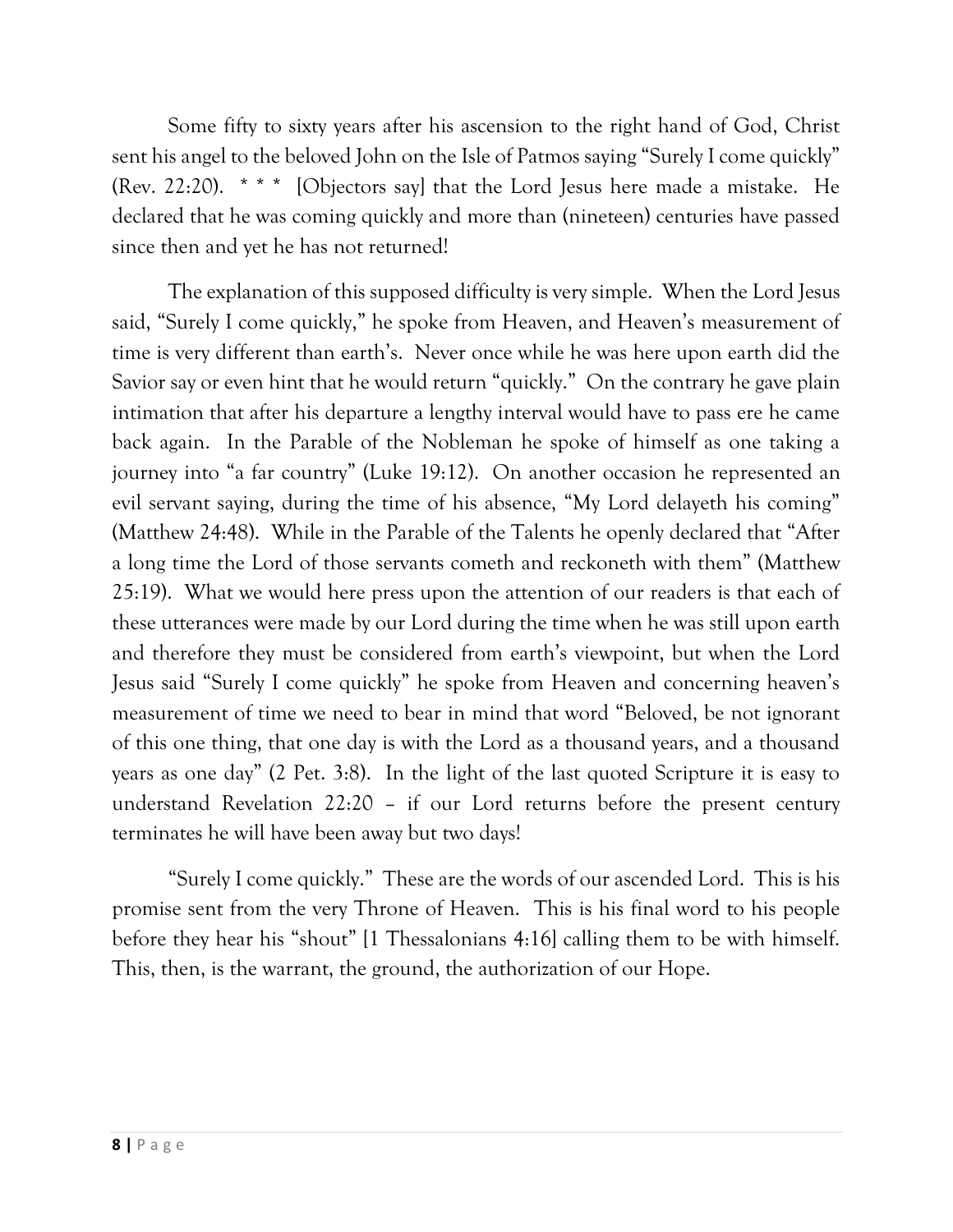Some fifty to sixty years after his ascension to the right hand of God, Christ sent his angel to the beloved John on the Isle of Patmos saying "Surely I come quickly" (Rev. 22:20). * * * [Objectors say] that the Lord Jesus here made a mistake. He declared that he was coming quickly and more than (nineteen) centuries have passed since then and yet he has not returned!

The explanation of this supposed difficulty is very simple. When the Lord Jesus said, "Surely I come quickly," he spoke from Heaven, and Heaven's measurement of time is very different than earth's. Never once while he was here upon earth did the Savior say or even hint that he would return "quickly." On the contrary he gave plain intimation that after his departure a lengthy interval would have to pass ere he came back again. In the Parable of the Nobleman he spoke of himself as one taking a journey into "a far country" (Luke 19:12). On another occasion he represented an evil servant saying, during the time of his absence, "My Lord delayeth his coming" (Matthew 24:48). While in the Parable of the Talents he openly declared that "After a long time the Lord of those servants cometh and reckoneth with them" (Matthew 25:19). What we would here press upon the attention of our readers is that each of these utterances were made by our Lord during the time when he was still upon earth and therefore they must be considered from earth's viewpoint, but when the Lord Jesus said "Surely I come quickly" he spoke from Heaven and concerning heaven's measurement of time we need to bear in mind that word "Beloved, be not ignorant of this one thing, that one day is with the Lord as a thousand years, and a thousand years as one day" (2 Pet. 3:8). In the light of the last quoted Scripture it is easy to understand Revelation 22:20 – if our Lord returns before the present century terminates he will have been away but two days!

"Surely I come quickly." These are the words of our ascended Lord. This is his promise sent from the very Throne of Heaven. This is his final word to his people before they hear his "shout" [1 Thessalonians 4:16] calling them to be with himself. This, then, is the warrant, the ground, the authorization of our Hope.